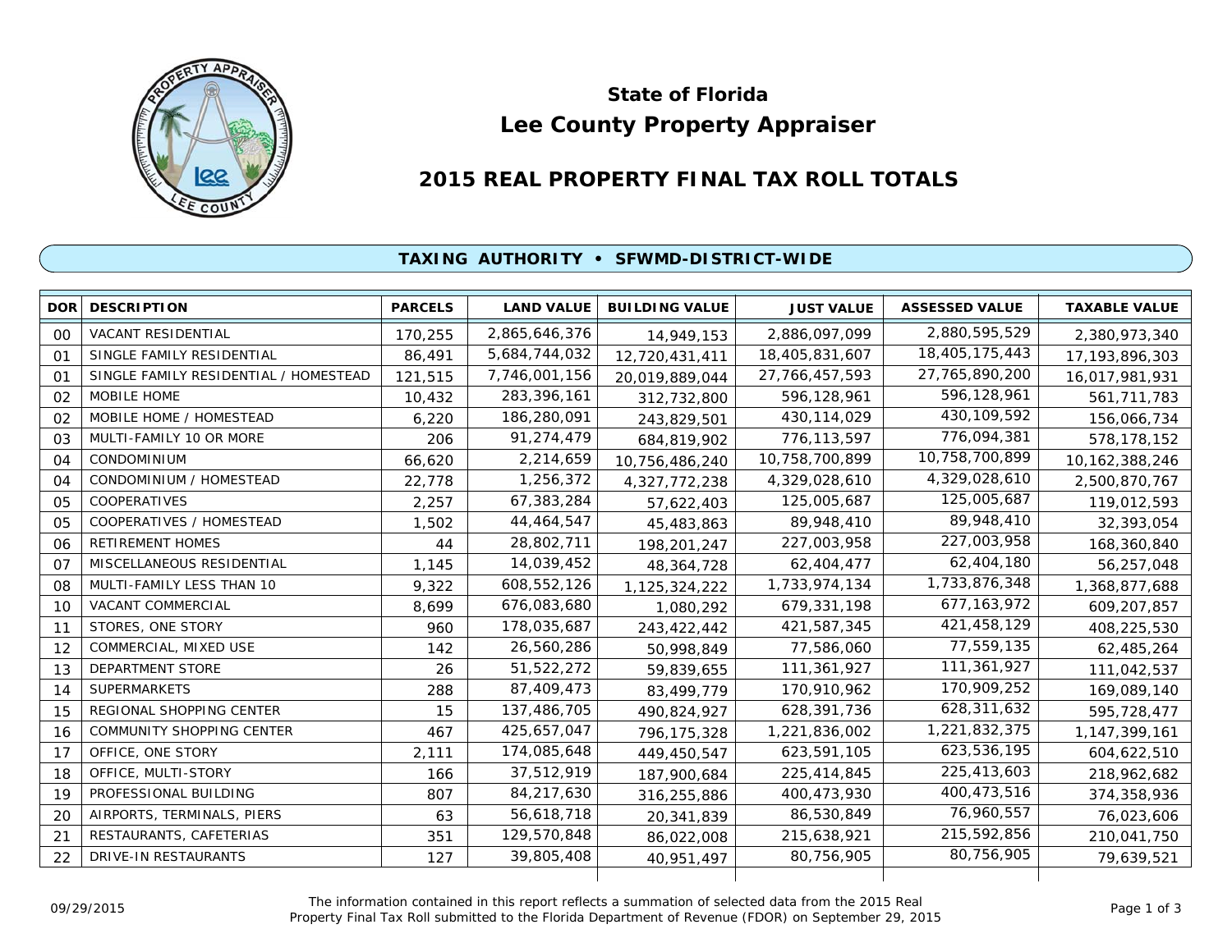# State of Florida
# Lee County Property Appraiser

## 2015 REAL PROPERTY FINAL TAX ROLL TOTALS

### TAXING AUTHORITY • SFWMD-DISTRICT-WIDE

| DOR | DESCRIPTION | PARCELS | LAND VALUE | BUILDING VALUE | JUST VALUE | ASSESSED VALUE | TAXABLE VALUE |
|---|---|---|---|---|---|---|---|
| 00 | VACANT RESIDENTIAL | 170,255 | 2,865,646,376 | 14,949,153 | 2,886,097,099 | 2,880,595,529 | 2,380,973,340 |
| 01 | SINGLE FAMILY RESIDENTIAL | 86,491 | 5,684,744,032 | 12,720,431,411 | 18,405,831,607 | 18,405,175,443 | 17,193,896,303 |
| 01 | SINGLE FAMILY RESIDENTIAL / HOMESTEAD | 121,515 | 7,746,001,156 | 20,019,889,044 | 27,766,457,593 | 27,765,890,200 | 16,017,981,931 |
| 02 | MOBILE HOME | 10,432 | 283,396,161 | 312,732,800 | 596,128,961 | 596,128,961 | 561,711,783 |
| 02 | MOBILE HOME / HOMESTEAD | 6,220 | 186,280,091 | 243,829,501 | 430,114,029 | 430,109,592 | 156,066,734 |
| 03 | MULTI-FAMILY 10 OR MORE | 206 | 91,274,479 | 684,819,902 | 776,113,597 | 776,094,381 | 578,178,152 |
| 04 | CONDOMINIUM | 66,620 | 2,214,659 | 10,756,486,240 | 10,758,700,899 | 10,758,700,899 | 10,162,388,246 |
| 04 | CONDOMINIUM / HOMESTEAD | 22,778 | 1,256,372 | 4,327,772,238 | 4,329,028,610 | 4,329,028,610 | 2,500,870,767 |
| 05 | COOPERATIVES | 2,257 | 67,383,284 | 57,622,403 | 125,005,687 | 125,005,687 | 119,012,593 |
| 05 | COOPERATIVES / HOMESTEAD | 1,502 | 44,464,547 | 45,483,863 | 89,948,410 | 89,948,410 | 32,393,054 |
| 06 | RETIREMENT HOMES | 44 | 28,802,711 | 198,201,247 | 227,003,958 | 227,003,958 | 168,360,840 |
| 07 | MISCELLANEOUS RESIDENTIAL | 1,145 | 14,039,452 | 48,364,728 | 62,404,477 | 62,404,180 | 56,257,048 |
| 08 | MULTI-FAMILY LESS THAN 10 | 9,322 | 608,552,126 | 1,125,324,222 | 1,733,974,134 | 1,733,876,348 | 1,368,877,688 |
| 10 | VACANT COMMERCIAL | 8,699 | 676,083,680 | 1,080,292 | 679,331,198 | 677,163,972 | 609,207,857 |
| 11 | STORES, ONE STORY | 960 | 178,035,687 | 243,422,442 | 421,587,345 | 421,458,129 | 408,225,530 |
| 12 | COMMERCIAL, MIXED USE | 142 | 26,560,286 | 50,998,849 | 77,586,060 | 77,559,135 | 62,485,264 |
| 13 | DEPARTMENT STORE | 26 | 51,522,272 | 59,839,655 | 111,361,927 | 111,361,927 | 111,042,537 |
| 14 | SUPERMARKETS | 288 | 87,409,473 | 83,499,779 | 170,910,962 | 170,909,252 | 169,089,140 |
| 15 | REGIONAL SHOPPING CENTER | 15 | 137,486,705 | 490,824,927 | 628,391,736 | 628,311,632 | 595,728,477 |
| 16 | COMMUNITY SHOPPING CENTER | 467 | 425,657,047 | 796,175,328 | 1,221,836,002 | 1,221,832,375 | 1,147,399,161 |
| 17 | OFFICE, ONE STORY | 2,111 | 174,085,648 | 449,450,547 | 623,591,105 | 623,536,195 | 604,622,510 |
| 18 | OFFICE, MULTI-STORY | 166 | 37,512,919 | 187,900,684 | 225,414,845 | 225,413,603 | 218,962,682 |
| 19 | PROFESSIONAL BUILDING | 807 | 84,217,630 | 316,255,886 | 400,473,930 | 400,473,516 | 374,358,936 |
| 20 | AIRPORTS, TERMINALS, PIERS | 63 | 56,618,718 | 20,341,839 | 86,530,849 | 76,960,557 | 76,023,606 |
| 21 | RESTAURANTS, CAFETERIAS | 351 | 129,570,848 | 86,022,008 | 215,638,921 | 215,592,856 | 210,041,750 |
| 22 | DRIVE-IN RESTAURANTS | 127 | 39,805,408 | 40,951,497 | 80,756,905 | 80,756,905 | 79,639,521 |

09/29/2015

The information contained in this report reflects a summation of selected data from the 2015 Real Property Final Tax Roll submitted to the Florida Department of Revenue (FDOR) on September 29, 2015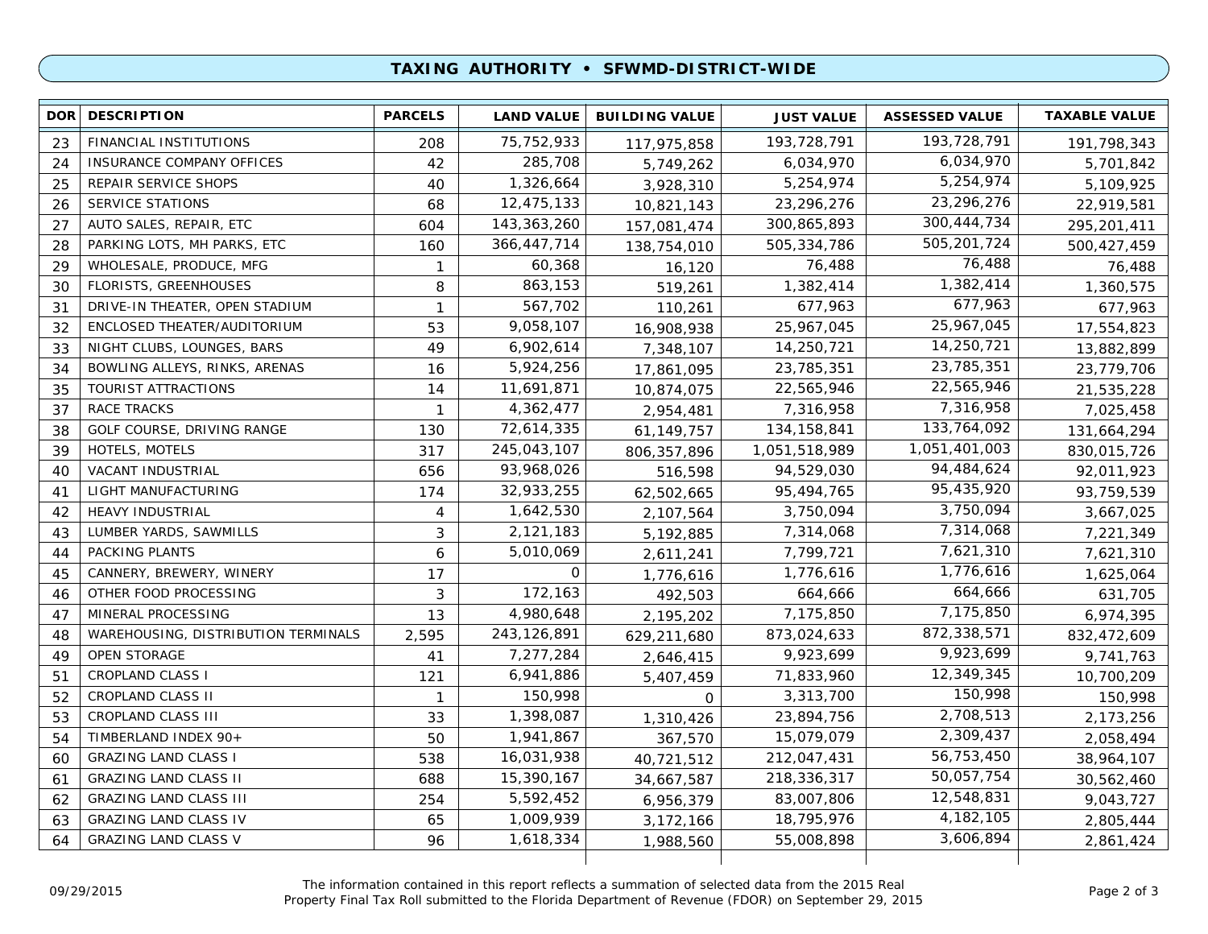## TAXING AUTHORITY • SFWMD-DISTRICT-WIDE

| DOR | DESCRIPTION | PARCELS | LAND VALUE | BUILDING VALUE | JUST VALUE | ASSESSED VALUE | TAXABLE VALUE |
|---|---|---|---|---|---|---|---|
| 23 | FINANCIAL INSTITUTIONS | 208 | 75,752,933 | 117,975,858 | 193,728,791 | 193,728,791 | 191,798,343 |
| 24 | INSURANCE COMPANY OFFICES | 42 | 285,708 | 5,749,262 | 6,034,970 | 6,034,970 | 5,701,842 |
| 25 | REPAIR SERVICE SHOPS | 40 | 1,326,664 | 3,928,310 | 5,254,974 | 5,254,974 | 5,109,925 |
| 26 | SERVICE STATIONS | 68 | 12,475,133 | 10,821,143 | 23,296,276 | 23,296,276 | 22,919,581 |
| 27 | AUTO SALES, REPAIR, ETC | 604 | 143,363,260 | 157,081,474 | 300,865,893 | 300,444,734 | 295,201,411 |
| 28 | PARKING LOTS, MH PARKS, ETC | 160 | 366,447,714 | 138,754,010 | 505,334,786 | 505,201,724 | 500,427,459 |
| 29 | WHOLESALE, PRODUCE, MFG | 1 | 60,368 | 16,120 | 76,488 | 76,488 | 76,488 |
| 30 | FLORISTS, GREENHOUSES | 8 | 863,153 | 519,261 | 1,382,414 | 1,382,414 | 1,360,575 |
| 31 | DRIVE-IN THEATER, OPEN STADIUM | 1 | 567,702 | 110,261 | 677,963 | 677,963 | 677,963 |
| 32 | ENCLOSED THEATER/AUDITORIUM | 53 | 9,058,107 | 16,908,938 | 25,967,045 | 25,967,045 | 17,554,823 |
| 33 | NIGHT CLUBS, LOUNGES, BARS | 49 | 6,902,614 | 7,348,107 | 14,250,721 | 14,250,721 | 13,882,899 |
| 34 | BOWLING ALLEYS, RINKS, ARENAS | 16 | 5,924,256 | 17,861,095 | 23,785,351 | 23,785,351 | 23,779,706 |
| 35 | TOURIST ATTRACTIONS | 14 | 11,691,871 | 10,874,075 | 22,565,946 | 22,565,946 | 21,535,228 |
| 37 | RACE TRACKS | 1 | 4,362,477 | 2,954,481 | 7,316,958 | 7,316,958 | 7,025,458 |
| 38 | GOLF COURSE, DRIVING RANGE | 130 | 72,614,335 | 61,149,757 | 134,158,841 | 133,764,092 | 131,664,294 |
| 39 | HOTELS, MOTELS | 317 | 245,043,107 | 806,357,896 | 1,051,518,989 | 1,051,401,003 | 830,015,726 |
| 40 | VACANT INDUSTRIAL | 656 | 93,968,026 | 516,598 | 94,529,030 | 94,484,624 | 92,011,923 |
| 41 | LIGHT MANUFACTURING | 174 | 32,933,255 | 62,502,665 | 95,494,765 | 95,435,920 | 93,759,539 |
| 42 | HEAVY INDUSTRIAL | 4 | 1,642,530 | 2,107,564 | 3,750,094 | 3,750,094 | 3,667,025 |
| 43 | LUMBER YARDS, SAWMILLS | 3 | 2,121,183 | 5,192,885 | 7,314,068 | 7,314,068 | 7,221,349 |
| 44 | PACKING PLANTS | 6 | 5,010,069 | 2,611,241 | 7,799,721 | 7,621,310 | 7,621,310 |
| 45 | CANNERY, BREWERY, WINERY | 17 | 0 | 1,776,616 | 1,776,616 | 1,776,616 | 1,625,064 |
| 46 | OTHER FOOD PROCESSING | 3 | 172,163 | 492,503 | 664,666 | 664,666 | 631,705 |
| 47 | MINERAL PROCESSING | 13 | 4,980,648 | 2,195,202 | 7,175,850 | 7,175,850 | 6,974,395 |
| 48 | WAREHOUSING, DISTRIBUTION TERMINALS | 2,595 | 243,126,891 | 629,211,680 | 873,024,633 | 872,338,571 | 832,472,609 |
| 49 | OPEN STORAGE | 41 | 7,277,284 | 2,646,415 | 9,923,699 | 9,923,699 | 9,741,763 |
| 51 | CROPLAND CLASS I | 121 | 6,941,886 | 5,407,459 | 71,833,960 | 12,349,345 | 10,700,209 |
| 52 | CROPLAND CLASS II | 1 | 150,998 | 0 | 3,313,700 | 150,998 | 150,998 |
| 53 | CROPLAND CLASS III | 33 | 1,398,087 | 1,310,426 | 23,894,756 | 2,708,513 | 2,173,256 |
| 54 | TIMBERLAND INDEX 90+ | 50 | 1,941,867 | 367,570 | 15,079,079 | 2,309,437 | 2,058,494 |
| 60 | GRAZING LAND CLASS I | 538 | 16,031,938 | 40,721,512 | 212,047,431 | 56,753,450 | 38,964,107 |
| 61 | GRAZING LAND CLASS II | 688 | 15,390,167 | 34,667,587 | 218,336,317 | 50,057,754 | 30,562,460 |
| 62 | GRAZING LAND CLASS III | 254 | 5,592,452 | 6,956,379 | 83,007,806 | 12,548,831 | 9,043,727 |
| 63 | GRAZING LAND CLASS IV | 65 | 1,009,939 | 3,172,166 | 18,795,976 | 4,182,105 | 2,805,444 |
| 64 | GRAZING LAND CLASS V | 96 | 1,618,334 | 1,988,560 | 55,008,898 | 3,606,894 | 2,861,424 |

09/29/2015

The information contained in this report reflects a summation of selected data from the 2015 Real Property Final Tax Roll submitted to the Florida Department of Revenue (FDOR) on September 29, 2015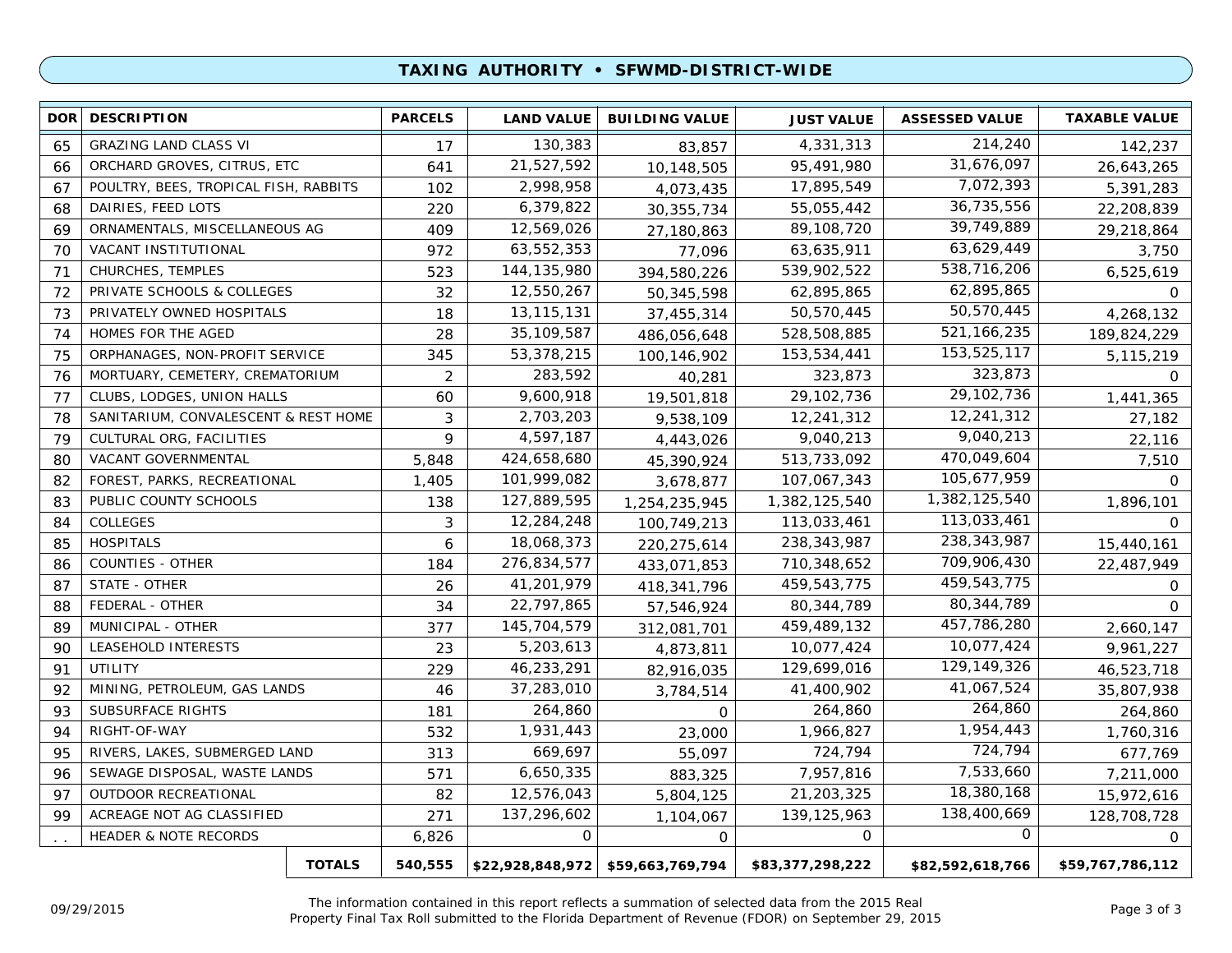## TAXING AUTHORITY • SFWMD-DISTRICT-WIDE

| DOR | DESCRIPTION | PARCELS | LAND VALUE | BUILDING VALUE | JUST VALUE | ASSESSED VALUE | TAXABLE VALUE |
|---|---|---|---|---|---|---|---|
| 65 | GRAZING LAND CLASS VI | 17 | 130,383 | 83,857 | 4,331,313 | 214,240 | 142,237 |
| 66 | ORCHARD GROVES, CITRUS, ETC | 641 | 21,527,592 | 10,148,505 | 95,491,980 | 31,676,097 | 26,643,265 |
| 67 | POULTRY, BEES, TROPICAL FISH, RABBITS | 102 | 2,998,958 | 4,073,435 | 17,895,549 | 7,072,393 | 5,391,283 |
| 68 | DAIRIES, FEED LOTS | 220 | 6,379,822 | 30,355,734 | 55,055,442 | 36,735,556 | 22,208,839 |
| 69 | ORNAMENTALS, MISCELLANEOUS AG | 409 | 12,569,026 | 27,180,863 | 89,108,720 | 39,749,889 | 29,218,864 |
| 70 | VACANT INSTITUTIONAL | 972 | 63,552,353 | 77,096 | 63,635,911 | 63,629,449 | 3,750 |
| 71 | CHURCHES, TEMPLES | 523 | 144,135,980 | 394,580,226 | 539,902,522 | 538,716,206 | 6,525,619 |
| 72 | PRIVATE SCHOOLS & COLLEGES | 32 | 12,550,267 | 50,345,598 | 62,895,865 | 62,895,865 | 0 |
| 73 | PRIVATELY OWNED HOSPITALS | 18 | 13,115,131 | 37,455,314 | 50,570,445 | 50,570,445 | 4,268,132 |
| 74 | HOMES FOR THE AGED | 28 | 35,109,587 | 486,056,648 | 528,508,885 | 521,166,235 | 189,824,229 |
| 75 | ORPHANAGES, NON-PROFIT SERVICE | 345 | 53,378,215 | 100,146,902 | 153,534,441 | 153,525,117 | 5,115,219 |
| 76 | MORTUARY, CEMETERY, CREMATORIUM | 2 | 283,592 | 40,281 | 323,873 | 323,873 | 0 |
| 77 | CLUBS, LODGES, UNION HALLS | 60 | 9,600,918 | 19,501,818 | 29,102,736 | 29,102,736 | 1,441,365 |
| 78 | SANITARIUM, CONVALESCENT & REST HOME | 3 | 2,703,203 | 9,538,109 | 12,241,312 | 12,241,312 | 27,182 |
| 79 | CULTURAL ORG, FACILITIES | 9 | 4,597,187 | 4,443,026 | 9,040,213 | 9,040,213 | 22,116 |
| 80 | VACANT GOVERNMENTAL | 5,848 | 424,658,680 | 45,390,924 | 513,733,092 | 470,049,604 | 7,510 |
| 82 | FOREST, PARKS, RECREATIONAL | 1,405 | 101,999,082 | 3,678,877 | 107,067,343 | 105,677,959 | 0 |
| 83 | PUBLIC COUNTY SCHOOLS | 138 | 127,889,595 | 1,254,235,945 | 1,382,125,540 | 1,382,125,540 | 1,896,101 |
| 84 | COLLEGES | 3 | 12,284,248 | 100,749,213 | 113,033,461 | 113,033,461 | 0 |
| 85 | HOSPITALS | 6 | 18,068,373 | 220,275,614 | 238,343,987 | 238,343,987 | 15,440,161 |
| 86 | COUNTIES - OTHER | 184 | 276,834,577 | 433,071,853 | 710,348,652 | 709,906,430 | 22,487,949 |
| 87 | STATE - OTHER | 26 | 41,201,979 | 418,341,796 | 459,543,775 | 459,543,775 | 0 |
| 88 | FEDERAL - OTHER | 34 | 22,797,865 | 57,546,924 | 80,344,789 | 80,344,789 | 0 |
| 89 | MUNICIPAL - OTHER | 377 | 145,704,579 | 312,081,701 | 459,489,132 | 457,786,280 | 2,660,147 |
| 90 | LEASEHOLD INTERESTS | 23 | 5,203,613 | 4,873,811 | 10,077,424 | 10,077,424 | 9,961,227 |
| 91 | UTILITY | 229 | 46,233,291 | 82,916,035 | 129,699,016 | 129,149,326 | 46,523,718 |
| 92 | MINING, PETROLEUM, GAS LANDS | 46 | 37,283,010 | 3,784,514 | 41,400,902 | 41,067,524 | 35,807,938 |
| 93 | SUBSURFACE RIGHTS | 181 | 264,860 | 0 | 264,860 | 264,860 | 264,860 |
| 94 | RIGHT-OF-WAY | 532 | 1,931,443 | 23,000 | 1,966,827 | 1,954,443 | 1,760,316 |
| 95 | RIVERS, LAKES, SUBMERGED LAND | 313 | 669,697 | 55,097 | 724,794 | 724,794 | 677,769 |
| 96 | SEWAGE DISPOSAL, WASTE LANDS | 571 | 6,650,335 | 883,325 | 7,957,816 | 7,533,660 | 7,211,000 |
| 97 | OUTDOOR RECREATIONAL | 82 | 12,576,043 | 5,804,125 | 21,203,325 | 18,380,168 | 15,972,616 |
| 99 | ACREAGE NOT AG CLASSIFIED | 271 | 137,296,602 | 1,104,067 | 139,125,963 | 138,400,669 | 128,708,728 |
| .. | HEADER & NOTE RECORDS | 6,826 | 0 | 0 | 0 | 0 | 0 |
| | **TOTALS** | **540,555** | **$22,928,848,972** | **$59,663,769,794** | **$83,377,298,222** | **$82,592,618,766** | **$59,767,786,112** |

09/29/2015

The information contained in this report reflects a summation of selected data from the 2015 Real Property Final Tax Roll submitted to the Florida Department of Revenue (FDOR) on September 29, 2015